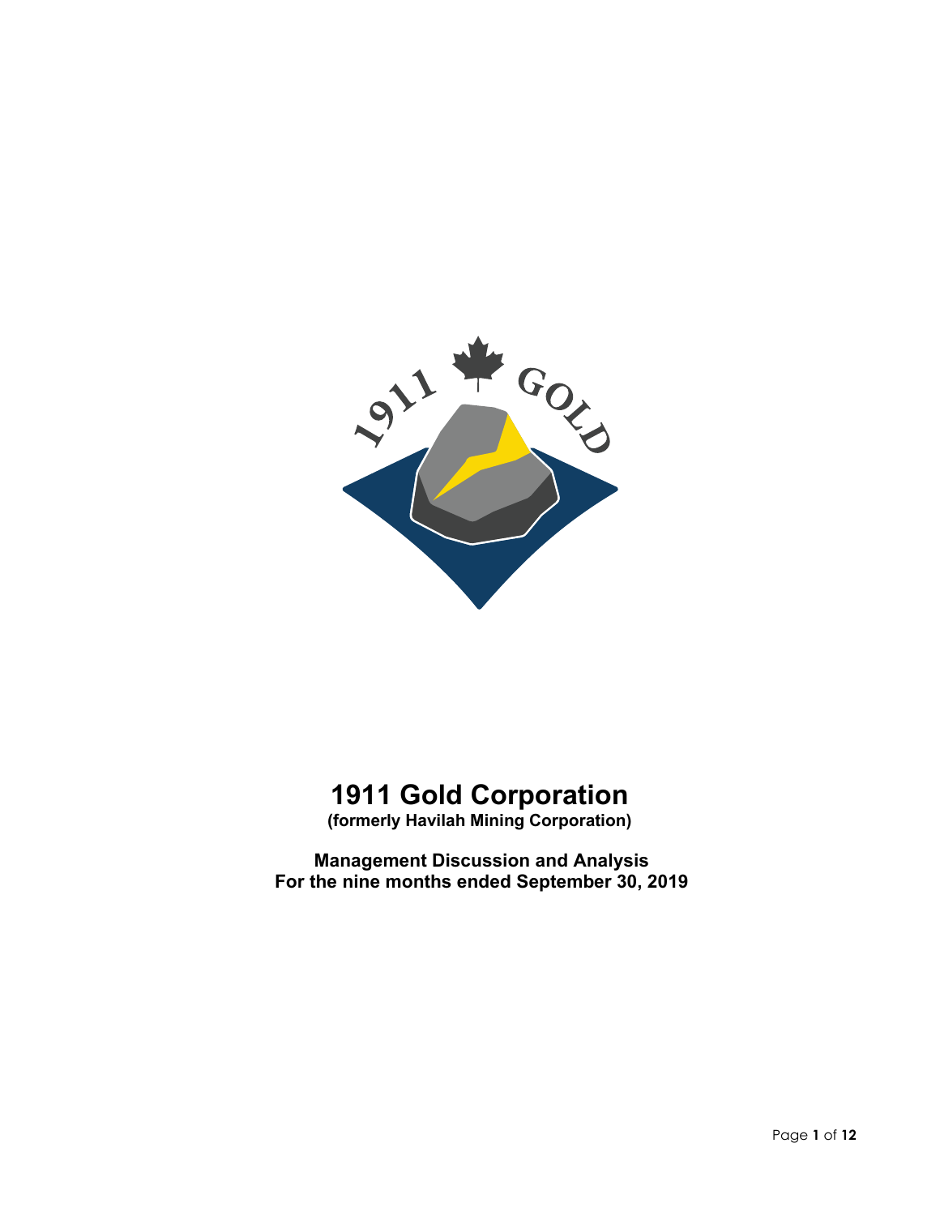# 1911 Gold Corporation

**(formerly Havilah Mining Corporation)**

**Management Discussion and Analysis**
**For the nine months ended September 30, 2019**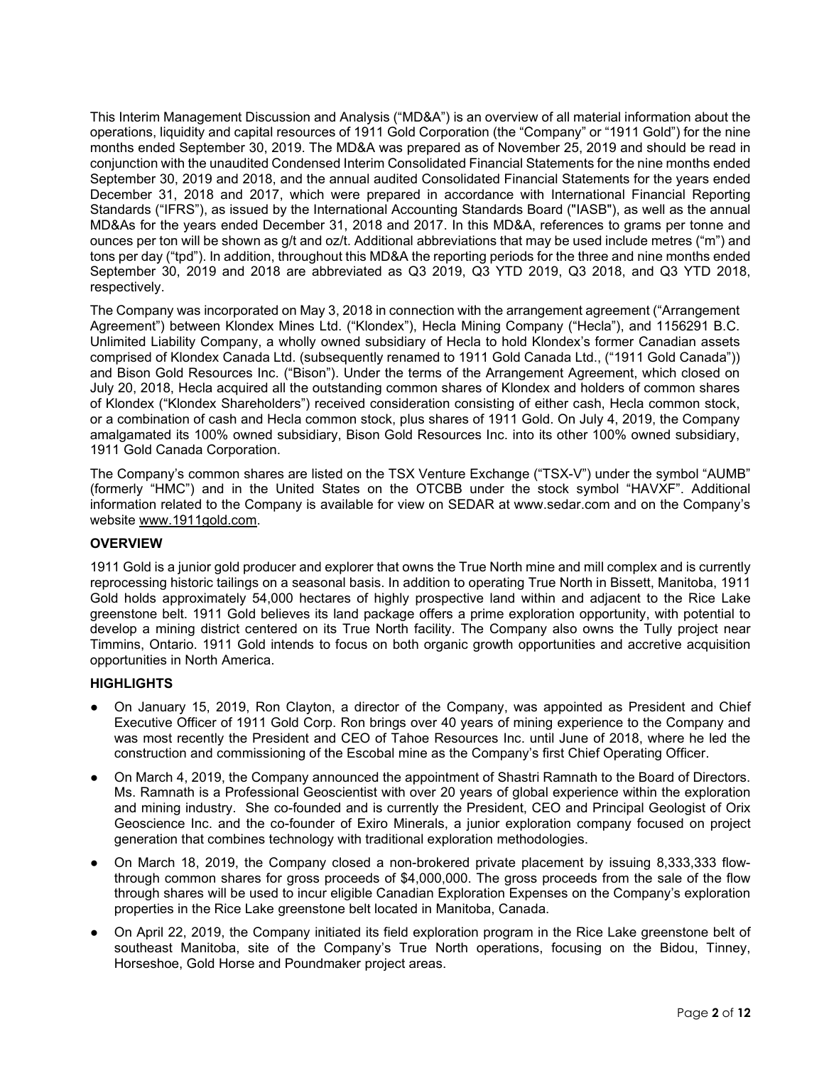This Interim Management Discussion and Analysis ("MD&A") is an overview of all material information about the operations, liquidity and capital resources of 1911 Gold Corporation (the "Company" or "1911 Gold") for the nine months ended September 30, 2019. The MD&A was prepared as of November 25, 2019 and should be read in conjunction with the unaudited Condensed Interim Consolidated Financial Statements for the nine months ended September 30, 2019 and 2018, and the annual audited Consolidated Financial Statements for the years ended December 31, 2018 and 2017, which were prepared in accordance with International Financial Reporting Standards ("IFRS"), as issued by the International Accounting Standards Board ("IASB"), as well as the annual MD&As for the years ended December 31, 2018 and 2017. In this MD&A, references to grams per tonne and ounces per ton will be shown as g/t and oz/t. Additional abbreviations that may be used include metres ("m") and tons per day ("tpd"). In addition, throughout this MD&A the reporting periods for the three and nine months ended September 30, 2019 and 2018 are abbreviated as Q3 2019, Q3 YTD 2019, Q3 2018, and Q3 YTD 2018, respectively.

The Company was incorporated on May 3, 2018 in connection with the arrangement agreement ("Arrangement Agreement") between Klondex Mines Ltd. ("Klondex"), Hecla Mining Company ("Hecla"), and 1156291 B.C. Unlimited Liability Company, a wholly owned subsidiary of Hecla to hold Klondex's former Canadian assets comprised of Klondex Canada Ltd. (subsequently renamed to 1911 Gold Canada Ltd., ("1911 Gold Canada")) and Bison Gold Resources Inc. ("Bison"). Under the terms of the Arrangement Agreement, which closed on July 20, 2018, Hecla acquired all the outstanding common shares of Klondex and holders of common shares of Klondex ("Klondex Shareholders") received consideration consisting of either cash, Hecla common stock, or a combination of cash and Hecla common stock, plus shares of 1911 Gold. On July 4, 2019, the Company amalgamated its 100% owned subsidiary, Bison Gold Resources Inc. into its other 100% owned subsidiary, 1911 Gold Canada Corporation.

The Company's common shares are listed on the TSX Venture Exchange ("TSX-V") under the symbol "AUMB" (formerly "HMC") and in the United States on the OTCBB under the stock symbol "HAVXF". Additional information related to the Company is available for view on SEDAR at www.sedar.com and on the Company's website www.1911gold.com.

## OVERVIEW

1911 Gold is a junior gold producer and explorer that owns the True North mine and mill complex and is currently reprocessing historic tailings on a seasonal basis. In addition to operating True North in Bissett, Manitoba, 1911 Gold holds approximately 54,000 hectares of highly prospective land within and adjacent to the Rice Lake greenstone belt. 1911 Gold believes its land package offers a prime exploration opportunity, with potential to develop a mining district centered on its True North facility. The Company also owns the Tully project near Timmins, Ontario. 1911 Gold intends to focus on both organic growth opportunities and accretive acquisition opportunities in North America.

## HIGHLIGHTS

- On January 15, 2019, Ron Clayton, a director of the Company, was appointed as President and Chief Executive Officer of 1911 Gold Corp. Ron brings over 40 years of mining experience to the Company and was most recently the President and CEO of Tahoe Resources Inc. until June of 2018, where he led the construction and commissioning of the Escobal mine as the Company's first Chief Operating Officer.
- On March 4, 2019, the Company announced the appointment of Shastri Ramnath to the Board of Directors. Ms. Ramnath is a Professional Geoscientist with over 20 years of global experience within the exploration and mining industry. She co-founded and is currently the President, CEO and Principal Geologist of Orix Geoscience Inc. and the co-founder of Exiro Minerals, a junior exploration company focused on project generation that combines technology with traditional exploration methodologies.
- On March 18, 2019, the Company closed a non-brokered private placement by issuing 8,333,333 flow-through common shares for gross proceeds of $4,000,000. The gross proceeds from the sale of the flow through shares will be used to incur eligible Canadian Exploration Expenses on the Company's exploration properties in the Rice Lake greenstone belt located in Manitoba, Canada.
- On April 22, 2019, the Company initiated its field exploration program in the Rice Lake greenstone belt of southeast Manitoba, site of the Company's True North operations, focusing on the Bidou, Tinney, Horseshoe, Gold Horse and Poundmaker project areas.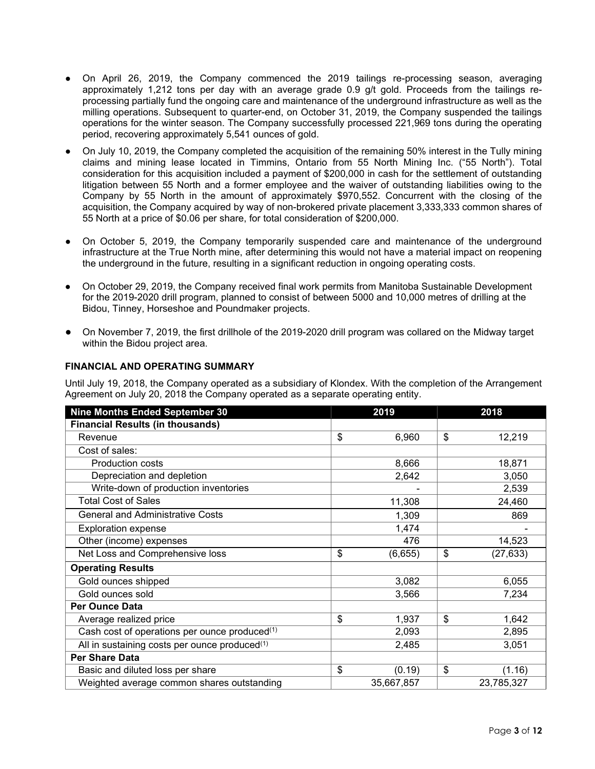- On April 26, 2019, the Company commenced the 2019 tailings re-processing season, averaging approximately 1,212 tons per day with an average grade 0.9 g/t gold. Proceeds from the tailings re-processing partially fund the ongoing care and maintenance of the underground infrastructure as well as the milling operations. Subsequent to quarter-end, on October 31, 2019, the Company suspended the tailings operations for the winter season. The Company successfully processed 221,969 tons during the operating period, recovering approximately 5,541 ounces of gold.
- On July 10, 2019, the Company completed the acquisition of the remaining 50% interest in the Tully mining claims and mining lease located in Timmins, Ontario from 55 North Mining Inc. ("55 North"). Total consideration for this acquisition included a payment of $200,000 in cash for the settlement of outstanding litigation between 55 North and a former employee and the waiver of outstanding liabilities owing to the Company by 55 North in the amount of approximately $970,552. Concurrent with the closing of the acquisition, the Company acquired by way of non-brokered private placement 3,333,333 common shares of 55 North at a price of $0.06 per share, for total consideration of $200,000.
- On October 5, 2019, the Company temporarily suspended care and maintenance of the underground infrastructure at the True North mine, after determining this would not have a material impact on reopening the underground in the future, resulting in a significant reduction in ongoing operating costs.
- On October 29, 2019, the Company received final work permits from Manitoba Sustainable Development for the 2019-2020 drill program, planned to consist of between 5000 and 10,000 metres of drilling at the Bidou, Tinney, Horseshoe and Poundmaker projects.
- On November 7, 2019, the first drillhole of the 2019-2020 drill program was collared on the Midway target within the Bidou project area.

**FINANCIAL AND OPERATING SUMMARY**

Until July 19, 2018, the Company operated as a subsidiary of Klondex. With the completion of the Arrangement Agreement on July 20, 2018 the Company operated as a separate operating entity.

| Nine Months Ended September 30 | 2019 | 2018 |
|---|---|---|
| **Financial Results (in thousands)** | | |
| Revenue | $ 6,960 | $ 12,219 |
| Cost of sales: | | |
| Production costs | 8,666 | 18,871 |
| Depreciation and depletion | 2,642 | 3,050 |
| Write-down of production inventories | - | 2,539 |
| Total Cost of Sales | 11,308 | 24,460 |
| General and Administrative Costs | 1,309 | 869 |
| Exploration expense | 1,474 | - |
| Other (income) expenses | 476 | 14,523 |
| Net Loss and Comprehensive loss | $ (6,655) | $ (27,633) |
| **Operating Results** | | |
| Gold ounces shipped | 3,082 | 6,055 |
| Gold ounces sold | 3,566 | 7,234 |
| **Per Ounce Data** | | |
| Average realized price | $ 1,937 | $ 1,642 |
| Cash cost of operations per ounce produced[(1)] | 2,093 | 2,895 |
| All in sustaining costs per ounce produced[(1)] | 2,485 | 3,051 |
| **Per Share Data** | | |
| Basic and diluted loss per share | $ (0.19) | $ (1.16) |
| Weighted average common shares outstanding | 35,667,857 | 23,785,327 |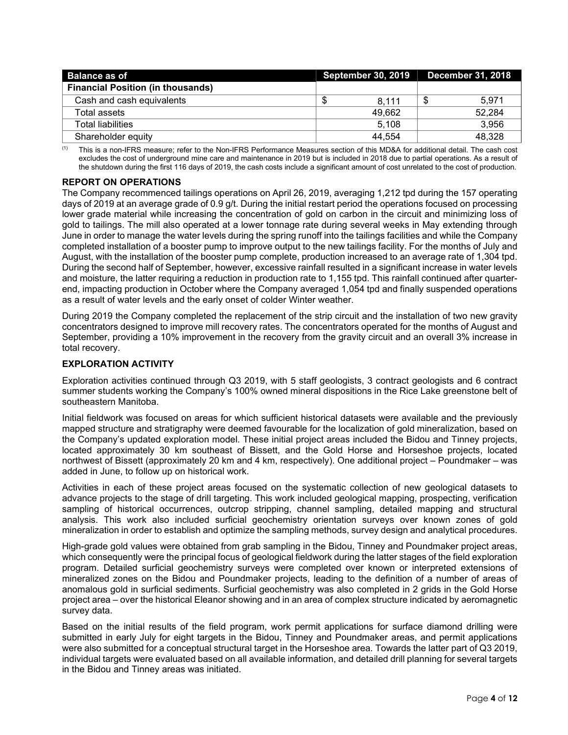| Balance as of | September 30, 2019 | December 31, 2018 |
|---|---|---|
| **Financial Position (in thousands)** | | |
| Cash and cash equivalents | $ 8,111 | $ 5,971 |
| Total assets | 49,662 | 52,284 |
| Total liabilities | 5,108 | 3,956 |
| Shareholder equity | 44,554 | 48,328 |

(1) This is a non-IFRS measure; refer to the Non-IFRS Performance Measures section of this MD&A for additional detail. The cash cost excludes the cost of underground mine care and maintenance in 2019 but is included in 2018 due to partial operations. As a result of the shutdown during the first 116 days of 2019, the cash costs include a significant amount of cost unrelated to the cost of production.

## REPORT ON OPERATIONS

The Company recommenced tailings operations on April 26, 2019, averaging 1,212 tpd during the 157 operating days of 2019 at an average grade of 0.9 g/t. During the initial restart period the operations focused on processing lower grade material while increasing the concentration of gold on carbon in the circuit and minimizing loss of gold to tailings. The mill also operated at a lower tonnage rate during several weeks in May extending through June in order to manage the water levels during the spring runoff into the tailings facilities and while the Company completed installation of a booster pump to improve output to the new tailings facility. For the months of July and August, with the installation of the booster pump complete, production increased to an average rate of 1,304 tpd. During the second half of September, however, excessive rainfall resulted in a significant increase in water levels and moisture, the latter requiring a reduction in production rate to 1,155 tpd. This rainfall continued after quarter-end, impacting production in October where the Company averaged 1,054 tpd and finally suspended operations as a result of water levels and the early onset of colder Winter weather.

During 2019 the Company completed the replacement of the strip circuit and the installation of two new gravity concentrators designed to improve mill recovery rates. The concentrators operated for the months of August and September, providing a 10% improvement in the recovery from the gravity circuit and an overall 3% increase in total recovery.

## EXPLORATION ACTIVITY

Exploration activities continued through Q3 2019, with 5 staff geologists, 3 contract geologists and 6 contract summer students working the Company's 100% owned mineral dispositions in the Rice Lake greenstone belt of southeastern Manitoba.

Initial fieldwork was focused on areas for which sufficient historical datasets were available and the previously mapped structure and stratigraphy were deemed favourable for the localization of gold mineralization, based on the Company's updated exploration model. These initial project areas included the Bidou and Tinney projects, located approximately 30 km southeast of Bissett, and the Gold Horse and Horseshoe projects, located northwest of Bissett (approximately 20 km and 4 km, respectively). One additional project – Poundmaker – was added in June, to follow up on historical work.

Activities in each of these project areas focused on the systematic collection of new geological datasets to advance projects to the stage of drill targeting. This work included geological mapping, prospecting, verification sampling of historical occurrences, outcrop stripping, channel sampling, detailed mapping and structural analysis. This work also included surficial geochemistry orientation surveys over known zones of gold mineralization in order to establish and optimize the sampling methods, survey design and analytical procedures.

High-grade gold values were obtained from grab sampling in the Bidou, Tinney and Poundmaker project areas, which consequently were the principal focus of geological fieldwork during the latter stages of the field exploration program. Detailed surficial geochemistry surveys were completed over known or interpreted extensions of mineralized zones on the Bidou and Poundmaker projects, leading to the definition of a number of areas of anomalous gold in surficial sediments. Surficial geochemistry was also completed in 2 grids in the Gold Horse project area – over the historical Eleanor showing and in an area of complex structure indicated by aeromagnetic survey data.

Based on the initial results of the field program, work permit applications for surface diamond drilling were submitted in early July for eight targets in the Bidou, Tinney and Poundmaker areas, and permit applications were also submitted for a conceptual structural target in the Horseshoe area. Towards the latter part of Q3 2019, individual targets were evaluated based on all available information, and detailed drill planning for several targets in the Bidou and Tinney areas was initiated.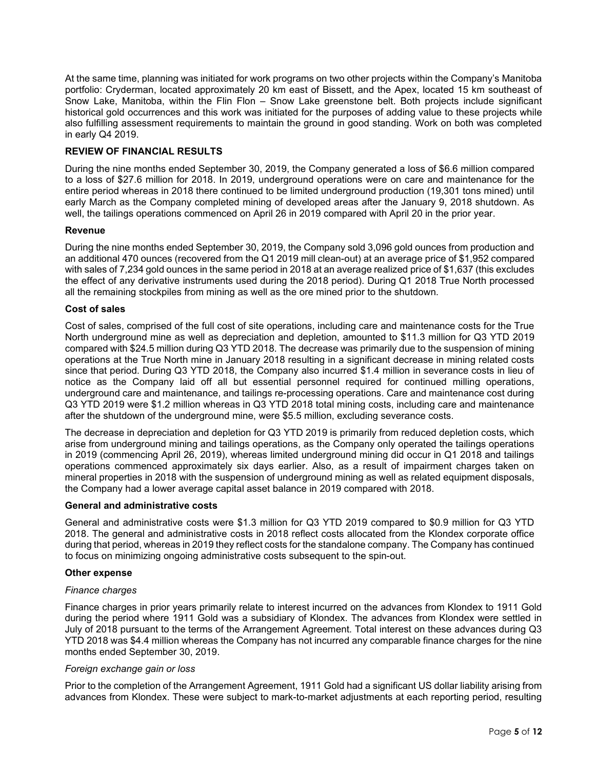At the same time, planning was initiated for work programs on two other projects within the Company's Manitoba portfolio: Cryderman, located approximately 20 km east of Bissett, and the Apex, located 15 km southeast of Snow Lake, Manitoba, within the Flin Flon – Snow Lake greenstone belt. Both projects include significant historical gold occurrences and this work was initiated for the purposes of adding value to these projects while also fulfilling assessment requirements to maintain the ground in good standing. Work on both was completed in early Q4 2019.

## REVIEW OF FINANCIAL RESULTS

During the nine months ended September 30, 2019, the Company generated a loss of $6.6 million compared to a loss of $27.6 million for 2018. In 2019, underground operations were on care and maintenance for the entire period whereas in 2018 there continued to be limited underground production (19,301 tons mined) until early March as the Company completed mining of developed areas after the January 9, 2018 shutdown. As well, the tailings operations commenced on April 26 in 2019 compared with April 20 in the prior year.

### Revenue

During the nine months ended September 30, 2019, the Company sold 3,096 gold ounces from production and an additional 470 ounces (recovered from the Q1 2019 mill clean-out) at an average price of $1,952 compared with sales of 7,234 gold ounces in the same period in 2018 at an average realized price of $1,637 (this excludes the effect of any derivative instruments used during the 2018 period). During Q1 2018 True North processed all the remaining stockpiles from mining as well as the ore mined prior to the shutdown.

### Cost of sales

Cost of sales, comprised of the full cost of site operations, including care and maintenance costs for the True North underground mine as well as depreciation and depletion, amounted to $11.3 million for Q3 YTD 2019 compared with $24.5 million during Q3 YTD 2018. The decrease was primarily due to the suspension of mining operations at the True North mine in January 2018 resulting in a significant decrease in mining related costs since that period. During Q3 YTD 2018, the Company also incurred $1.4 million in severance costs in lieu of notice as the Company laid off all but essential personnel required for continued milling operations, underground care and maintenance, and tailings re-processing operations. Care and maintenance cost during Q3 YTD 2019 were $1.2 million whereas in Q3 YTD 2018 total mining costs, including care and maintenance after the shutdown of the underground mine, were $5.5 million, excluding severance costs.

The decrease in depreciation and depletion for Q3 YTD 2019 is primarily from reduced depletion costs, which arise from underground mining and tailings operations, as the Company only operated the tailings operations in 2019 (commencing April 26, 2019), whereas limited underground mining did occur in Q1 2018 and tailings operations commenced approximately six days earlier. Also, as a result of impairment charges taken on mineral properties in 2018 with the suspension of underground mining as well as related equipment disposals, the Company had a lower average capital asset balance in 2019 compared with 2018.

### General and administrative costs

General and administrative costs were $1.3 million for Q3 YTD 2019 compared to $0.9 million for Q3 YTD 2018. The general and administrative costs in 2018 reflect costs allocated from the Klondex corporate office during that period, whereas in 2019 they reflect costs for the standalone company. The Company has continued to focus on minimizing ongoing administrative costs subsequent to the spin-out.

### Other expense

*Finance charges*

Finance charges in prior years primarily relate to interest incurred on the advances from Klondex to 1911 Gold during the period where 1911 Gold was a subsidiary of Klondex. The advances from Klondex were settled in July of 2018 pursuant to the terms of the Arrangement Agreement. Total interest on these advances during Q3 YTD 2018 was $4.4 million whereas the Company has not incurred any comparable finance charges for the nine months ended September 30, 2019.

*Foreign exchange gain or loss*

Prior to the completion of the Arrangement Agreement, 1911 Gold had a significant US dollar liability arising from advances from Klondex. These were subject to mark-to-market adjustments at each reporting period, resulting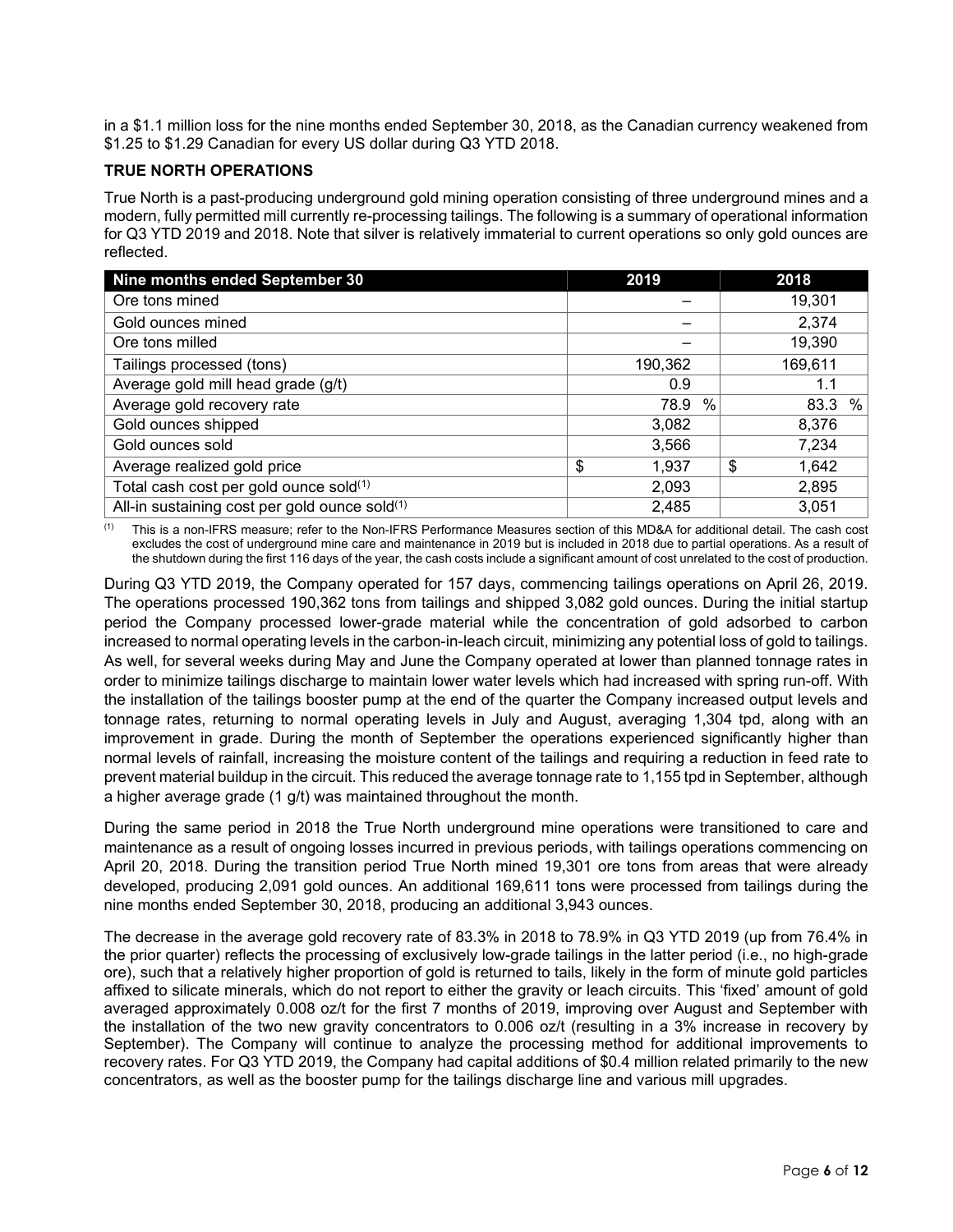in a $1.1 million loss for the nine months ended September 30, 2018, as the Canadian currency weakened from $1.25 to $1.29 Canadian for every US dollar during Q3 YTD 2018.

**TRUE NORTH OPERATIONS**

True North is a past-producing underground gold mining operation consisting of three underground mines and a modern, fully permitted mill currently re-processing tailings. The following is a summary of operational information for Q3 YTD 2019 and 2018. Note that silver is relatively immaterial to current operations so only gold ounces are reflected.

| Nine months ended September 30 | 2019 | 2018 |
|---|---|---|
| Ore tons mined | – | 19,301 |
| Gold ounces mined | – | 2,374 |
| Ore tons milled | – | 19,390 |
| Tailings processed (tons) | 190,362 | 169,611 |
| Average gold mill head grade (g/t) | 0.9 | 1.1 |
| Average gold recovery rate | 78.9 % | 83.3 % |
| Gold ounces shipped | 3,082 | 8,376 |
| Gold ounces sold | 3,566 | 7,234 |
| Average realized gold price | $ 1,937 | $ 1,642 |
| Total cash cost per gold ounce sold[(1)] | 2,093 | 2,895 |
| All-in sustaining cost per gold ounce sold[(1)] | 2,485 | 3,051 |

[(1)] This is a non-IFRS measure; refer to the Non-IFRS Performance Measures section of this MD&A for additional detail. The cash cost excludes the cost of underground mine care and maintenance in 2019 but is included in 2018 due to partial operations. As a result of the shutdown during the first 116 days of the year, the cash costs include a significant amount of cost unrelated to the cost of production.

During Q3 YTD 2019, the Company operated for 157 days, commencing tailings operations on April 26, 2019. The operations processed 190,362 tons from tailings and shipped 3,082 gold ounces. During the initial startup period the Company processed lower-grade material while the concentration of gold adsorbed to carbon increased to normal operating levels in the carbon-in-leach circuit, minimizing any potential loss of gold to tailings. As well, for several weeks during May and June the Company operated at lower than planned tonnage rates in order to minimize tailings discharge to maintain lower water levels which had increased with spring run-off. With the installation of the tailings booster pump at the end of the quarter the Company increased output levels and tonnage rates, returning to normal operating levels in July and August, averaging 1,304 tpd, along with an improvement in grade. During the month of September the operations experienced significantly higher than normal levels of rainfall, increasing the moisture content of the tailings and requiring a reduction in feed rate to prevent material buildup in the circuit. This reduced the average tonnage rate to 1,155 tpd in September, although a higher average grade (1 g/t) was maintained throughout the month.

During the same period in 2018 the True North underground mine operations were transitioned to care and maintenance as a result of ongoing losses incurred in previous periods, with tailings operations commencing on April 20, 2018. During the transition period True North mined 19,301 ore tons from areas that were already developed, producing 2,091 gold ounces. An additional 169,611 tons were processed from tailings during the nine months ended September 30, 2018, producing an additional 3,943 ounces.

The decrease in the average gold recovery rate of 83.3% in 2018 to 78.9% in Q3 YTD 2019 (up from 76.4% in the prior quarter) reflects the processing of exclusively low-grade tailings in the latter period (i.e., no high-grade ore), such that a relatively higher proportion of gold is returned to tails, likely in the form of minute gold particles affixed to silicate minerals, which do not report to either the gravity or leach circuits. This 'fixed' amount of gold averaged approximately 0.008 oz/t for the first 7 months of 2019, improving over August and September with the installation of the two new gravity concentrators to 0.006 oz/t (resulting in a 3% increase in recovery by September). The Company will continue to analyze the processing method for additional improvements to recovery rates. For Q3 YTD 2019, the Company had capital additions of $0.4 million related primarily to the new concentrators, as well as the booster pump for the tailings discharge line and various mill upgrades.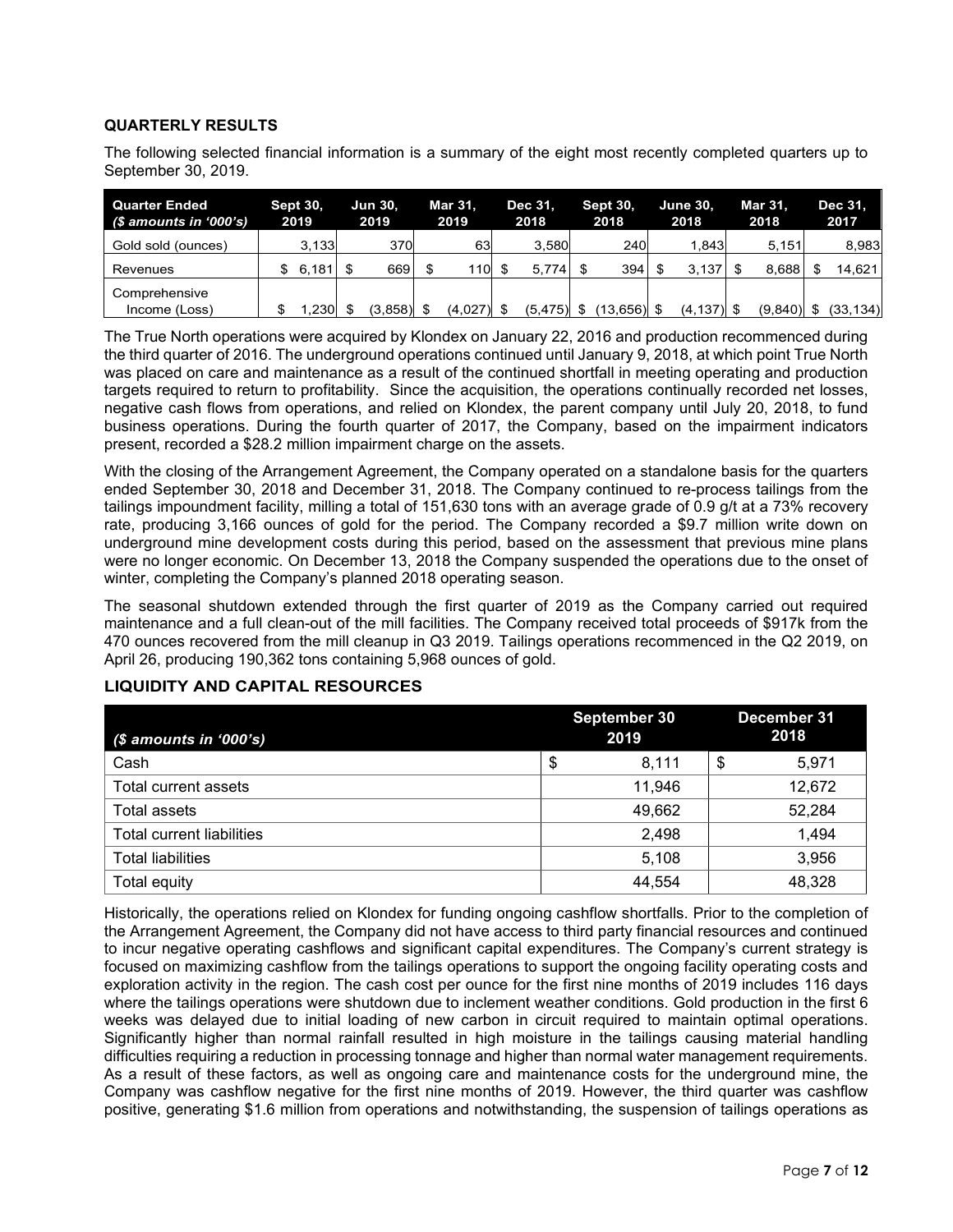### QUARTERLY RESULTS

The following selected financial information is a summary of the eight most recently completed quarters up to September 30, 2019.

| Quarter Ended *($ amounts in '000's)* | Sept 30, 2019 | Jun 30, 2019 | Mar 31, 2019 | Dec 31, 2018 | Sept 30, 2018 | June 30, 2018 | Mar 31, 2018 | Dec 31, 2017 |
|---|---|---|---|---|---|---|---|---|
| Gold sold (ounces) | 3,133 | 370 | 63 | 3,580 | 240 | 1,843 | 5,151 | 8,983 |
| Revenues | $ 6,181 | $ 669 | $ 110 | $ 5,774 | $ 394 | $ 3,137 | $ 8,688 | $ 14,621 |
| Comprehensive Income (Loss) | $ 1,230 | $ (3,858) | $ (4,027) | $ (5,475) | $ (13,656) | $ (4,137) | $ (9,840) | $ (33,134) |

The True North operations were acquired by Klondex on January 22, 2016 and production recommenced during the third quarter of 2016. The underground operations continued until January 9, 2018, at which point True North was placed on care and maintenance as a result of the continued shortfall in meeting operating and production targets required to return to profitability. Since the acquisition, the operations continually recorded net losses, negative cash flows from operations, and relied on Klondex, the parent company until July 20, 2018, to fund business operations. During the fourth quarter of 2017, the Company, based on the impairment indicators present, recorded a $28.2 million impairment charge on the assets.

With the closing of the Arrangement Agreement, the Company operated on a standalone basis for the quarters ended September 30, 2018 and December 31, 2018. The Company continued to re-process tailings from the tailings impoundment facility, milling a total of 151,630 tons with an average grade of 0.9 g/t at a 73% recovery rate, producing 3,166 ounces of gold for the period. The Company recorded a $9.7 million write down on underground mine development costs during this period, based on the assessment that previous mine plans were no longer economic. On December 13, 2018 the Company suspended the operations due to the onset of winter, completing the Company's planned 2018 operating season.

The seasonal shutdown extended through the first quarter of 2019 as the Company carried out required maintenance and a full clean-out of the mill facilities. The Company received total proceeds of $917k from the 470 ounces recovered from the mill cleanup in Q3 2019. Tailings operations recommenced in the Q2 2019, on April 26, producing 190,362 tons containing 5,968 ounces of gold.

### LIQUIDITY AND CAPITAL RESOURCES

| *($ amounts in '000's)* | September 30 2019 | December 31 2018 |
|---|---|---|
| Cash | $ 8,111 | $ 5,971 |
| Total current assets | 11,946 | 12,672 |
| Total assets | 49,662 | 52,284 |
| Total current liabilities | 2,498 | 1,494 |
| Total liabilities | 5,108 | 3,956 |
| Total equity | 44,554 | 48,328 |

Historically, the operations relied on Klondex for funding ongoing cashflow shortfalls. Prior to the completion of the Arrangement Agreement, the Company did not have access to third party financial resources and continued to incur negative operating cashflows and significant capital expenditures. The Company's current strategy is focused on maximizing cashflow from the tailings operations to support the ongoing facility operating costs and exploration activity in the region. The cash cost per ounce for the first nine months of 2019 includes 116 days where the tailings operations were shutdown due to inclement weather conditions. Gold production in the first 6 weeks was delayed due to initial loading of new carbon in circuit required to maintain optimal operations. Significantly higher than normal rainfall resulted in high moisture in the tailings causing material handling difficulties requiring a reduction in processing tonnage and higher than normal water management requirements. As a result of these factors, as well as ongoing care and maintenance costs for the underground mine, the Company was cashflow negative for the first nine months of 2019. However, the third quarter was cashflow positive, generating $1.6 million from operations and notwithstanding, the suspension of tailings operations as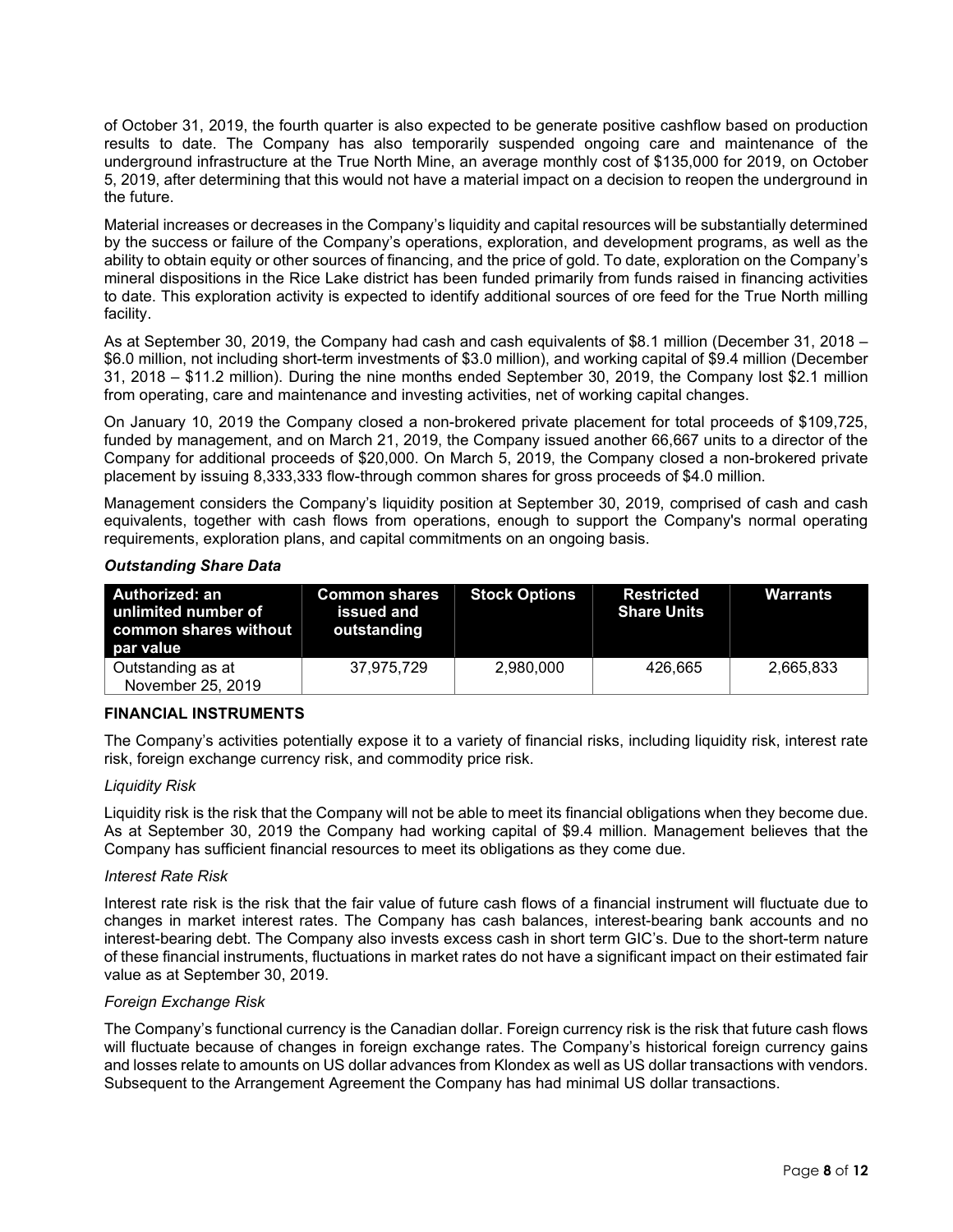of October 31, 2019, the fourth quarter is also expected to be generate positive cashflow based on production results to date. The Company has also temporarily suspended ongoing care and maintenance of the underground infrastructure at the True North Mine, an average monthly cost of $135,000 for 2019, on October 5, 2019, after determining that this would not have a material impact on a decision to reopen the underground in the future.

Material increases or decreases in the Company's liquidity and capital resources will be substantially determined by the success or failure of the Company's operations, exploration, and development programs, as well as the ability to obtain equity or other sources of financing, and the price of gold. To date, exploration on the Company's mineral dispositions in the Rice Lake district has been funded primarily from funds raised in financing activities to date. This exploration activity is expected to identify additional sources of ore feed for the True North milling facility.

As at September 30, 2019, the Company had cash and cash equivalents of $8.1 million (December 31, 2018 – $6.0 million, not including short-term investments of $3.0 million), and working capital of $9.4 million (December 31, 2018 – $11.2 million). During the nine months ended September 30, 2019, the Company lost $2.1 million from operating, care and maintenance and investing activities, net of working capital changes.

On January 10, 2019 the Company closed a non-brokered private placement for total proceeds of $109,725, funded by management, and on March 21, 2019, the Company issued another 66,667 units to a director of the Company for additional proceeds of $20,000. On March 5, 2019, the Company closed a non-brokered private placement by issuing 8,333,333 flow-through common shares for gross proceeds of $4.0 million.

Management considers the Company's liquidity position at September 30, 2019, comprised of cash and cash equivalents, together with cash flows from operations, enough to support the Company's normal operating requirements, exploration plans, and capital commitments on an ongoing basis.

### *Outstanding Share Data*

| Authorized: an unlimited number of common shares without par value | Common shares issued and outstanding | Stock Options | Restricted Share Units | Warrants |
|---|---|---|---|---|
| Outstanding as at November 25, 2019 | 37,975,729 | 2,980,000 | 426,665 | 2,665,833 |

## FINANCIAL INSTRUMENTS

The Company's activities potentially expose it to a variety of financial risks, including liquidity risk, interest rate risk, foreign exchange currency risk, and commodity price risk.

*Liquidity Risk*

Liquidity risk is the risk that the Company will not be able to meet its financial obligations when they become due. As at September 30, 2019 the Company had working capital of $9.4 million. Management believes that the Company has sufficient financial resources to meet its obligations as they come due.

*Interest Rate Risk*

Interest rate risk is the risk that the fair value of future cash flows of a financial instrument will fluctuate due to changes in market interest rates. The Company has cash balances, interest-bearing bank accounts and no interest-bearing debt. The Company also invests excess cash in short term GIC's. Due to the short-term nature of these financial instruments, fluctuations in market rates do not have a significant impact on their estimated fair value as at September 30, 2019.

*Foreign Exchange Risk*

The Company's functional currency is the Canadian dollar. Foreign currency risk is the risk that future cash flows will fluctuate because of changes in foreign exchange rates. The Company's historical foreign currency gains and losses relate to amounts on US dollar advances from Klondex as well as US dollar transactions with vendors. Subsequent to the Arrangement Agreement the Company has had minimal US dollar transactions.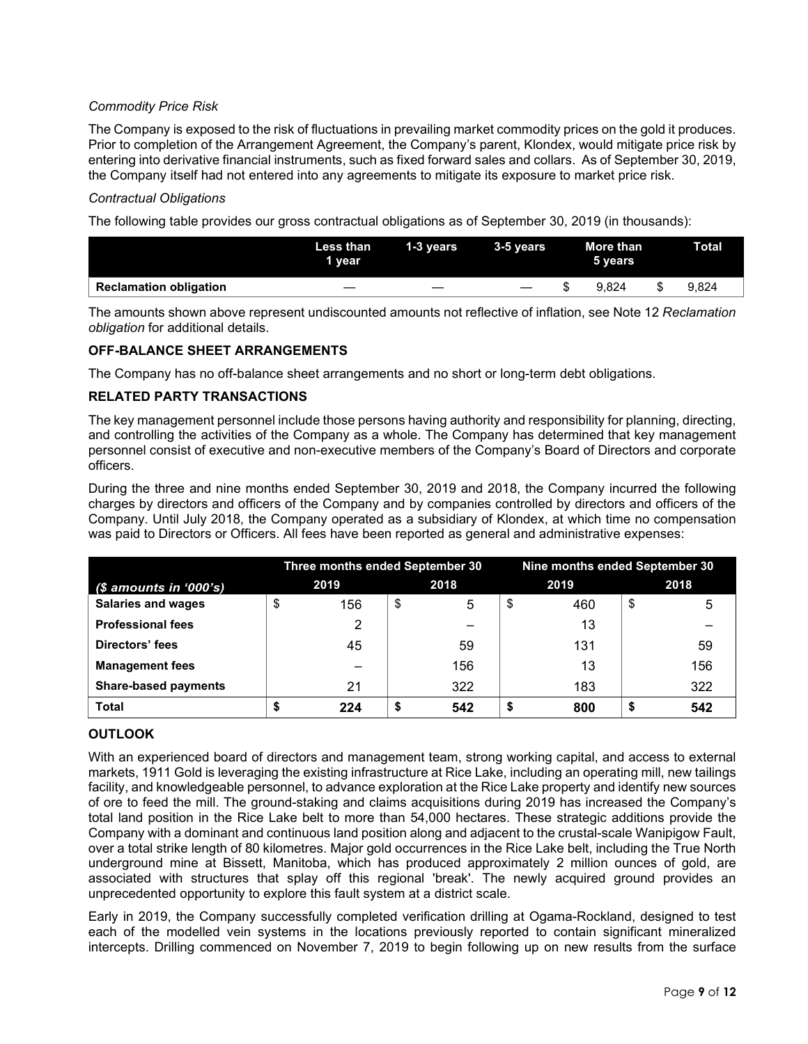*Commodity Price Risk*

The Company is exposed to the risk of fluctuations in prevailing market commodity prices on the gold it produces. Prior to completion of the Arrangement Agreement, the Company's parent, Klondex, would mitigate price risk by entering into derivative financial instruments, such as fixed forward sales and collars. As of September 30, 2019, the Company itself had not entered into any agreements to mitigate its exposure to market price risk.

*Contractual Obligations*

The following table provides our gross contractual obligations as of September 30, 2019 (in thousands):

| | Less than 1 year | 1-3 years | 3-5 years | More than 5 years | Total |
|---|---|---|---|---|---|
| **Reclamation obligation** | — | — | — | $ 9,824 | $ 9,824 |

The amounts shown above represent undiscounted amounts not reflective of inflation, see Note 12 *Reclamation obligation* for additional details.

## OFF-BALANCE SHEET ARRANGEMENTS

The Company has no off-balance sheet arrangements and no short or long-term debt obligations.

## RELATED PARTY TRANSACTIONS

The key management personnel include those persons having authority and responsibility for planning, directing, and controlling the activities of the Company as a whole. The Company has determined that key management personnel consist of executive and non-executive members of the Company's Board of Directors and corporate officers.

During the three and nine months ended September 30, 2019 and 2018, the Company incurred the following charges by directors and officers of the Company and by companies controlled by directors and officers of the Company. Until July 2018, the Company operated as a subsidiary of Klondex, at which time no compensation was paid to Directors or Officers. All fees have been reported as general and administrative expenses:

| | Three months ended September 30 | | Nine months ended September 30 | |
|---|---|---|---|---|
| *($ amounts in '000's)* | 2019 | 2018 | 2019 | 2018 |
| **Salaries and wages** | $ 156 | $ 5 | $ 460 | $ 5 |
| **Professional fees** | 2 | – | 13 | – |
| **Directors' fees** | 45 | 59 | 131 | 59 |
| **Management fees** | – | 156 | 13 | 156 |
| **Share-based payments** | 21 | 322 | 183 | 322 |
| **Total** | **$ 224** | **$ 542** | **$ 800** | **$ 542** |

## OUTLOOK

With an experienced board of directors and management team, strong working capital, and access to external markets, 1911 Gold is leveraging the existing infrastructure at Rice Lake, including an operating mill, new tailings facility, and knowledgeable personnel, to advance exploration at the Rice Lake property and identify new sources of ore to feed the mill. The ground-staking and claims acquisitions during 2019 has increased the Company's total land position in the Rice Lake belt to more than 54,000 hectares. These strategic additions provide the Company with a dominant and continuous land position along and adjacent to the crustal-scale Wanipigow Fault, over a total strike length of 80 kilometres. Major gold occurrences in the Rice Lake belt, including the True North underground mine at Bissett, Manitoba, which has produced approximately 2 million ounces of gold, are associated with structures that splay off this regional 'break'. The newly acquired ground provides an unprecedented opportunity to explore this fault system at a district scale.

Early in 2019, the Company successfully completed verification drilling at Ogama-Rockland, designed to test each of the modelled vein systems in the locations previously reported to contain significant mineralized intercepts. Drilling commenced on November 7, 2019 to begin following up on new results from the surface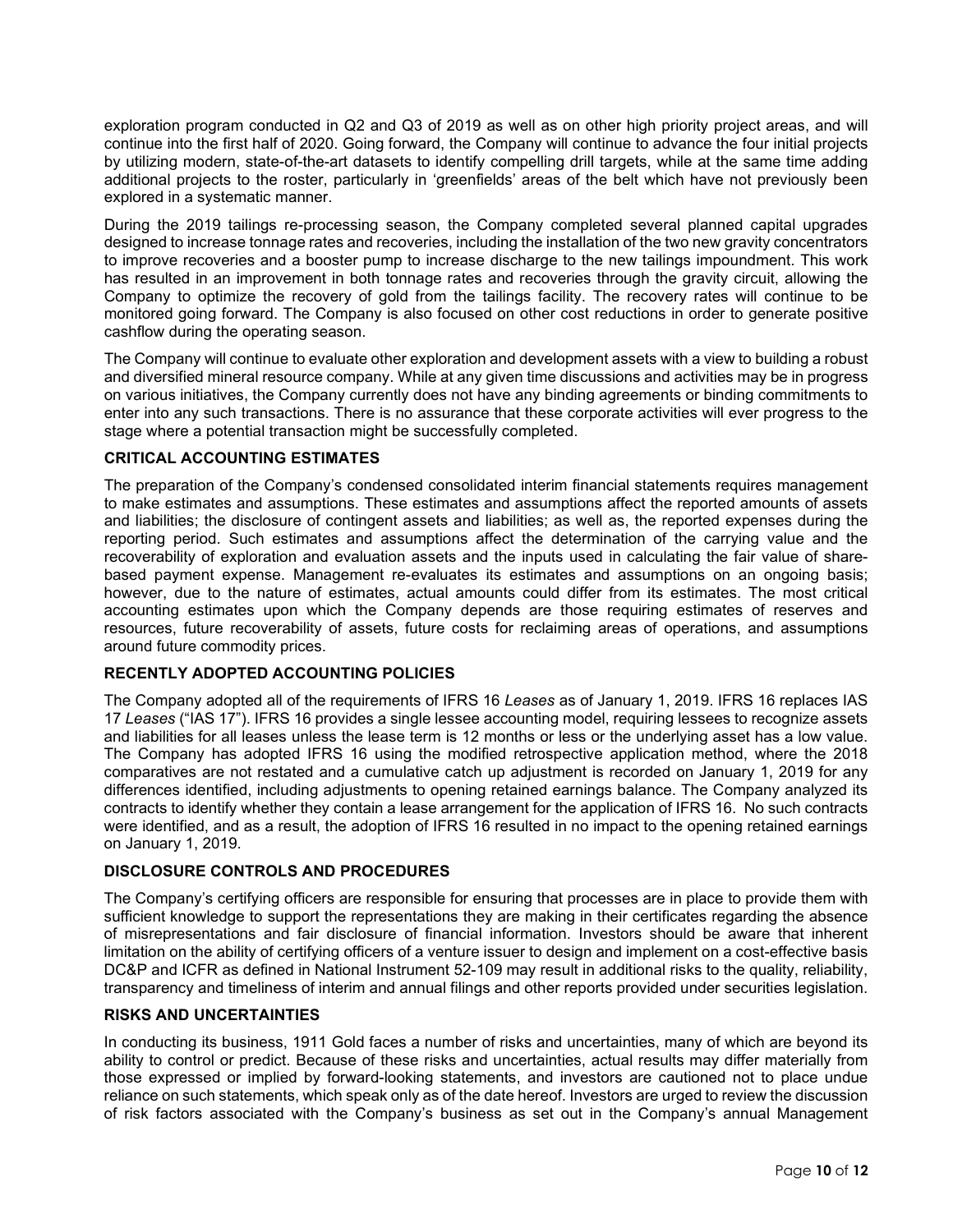exploration program conducted in Q2 and Q3 of 2019 as well as on other high priority project areas, and will continue into the first half of 2020. Going forward, the Company will continue to advance the four initial projects by utilizing modern, state-of-the-art datasets to identify compelling drill targets, while at the same time adding additional projects to the roster, particularly in 'greenfields' areas of the belt which have not previously been explored in a systematic manner.

During the 2019 tailings re-processing season, the Company completed several planned capital upgrades designed to increase tonnage rates and recoveries, including the installation of the two new gravity concentrators to improve recoveries and a booster pump to increase discharge to the new tailings impoundment. This work has resulted in an improvement in both tonnage rates and recoveries through the gravity circuit, allowing the Company to optimize the recovery of gold from the tailings facility. The recovery rates will continue to be monitored going forward. The Company is also focused on other cost reductions in order to generate positive cashflow during the operating season.

The Company will continue to evaluate other exploration and development assets with a view to building a robust and diversified mineral resource company. While at any given time discussions and activities may be in progress on various initiatives, the Company currently does not have any binding agreements or binding commitments to enter into any such transactions. There is no assurance that these corporate activities will ever progress to the stage where a potential transaction might be successfully completed.

## CRITICAL ACCOUNTING ESTIMATES

The preparation of the Company's condensed consolidated interim financial statements requires management to make estimates and assumptions. These estimates and assumptions affect the reported amounts of assets and liabilities; the disclosure of contingent assets and liabilities; as well as, the reported expenses during the reporting period. Such estimates and assumptions affect the determination of the carrying value and the recoverability of exploration and evaluation assets and the inputs used in calculating the fair value of share-based payment expense. Management re-evaluates its estimates and assumptions on an ongoing basis; however, due to the nature of estimates, actual amounts could differ from its estimates. The most critical accounting estimates upon which the Company depends are those requiring estimates of reserves and resources, future recoverability of assets, future costs for reclaiming areas of operations, and assumptions around future commodity prices.

## RECENTLY ADOPTED ACCOUNTING POLICIES

The Company adopted all of the requirements of IFRS 16 *Leases* as of January 1, 2019. IFRS 16 replaces IAS 17 *Leases* ("IAS 17"). IFRS 16 provides a single lessee accounting model, requiring lessees to recognize assets and liabilities for all leases unless the lease term is 12 months or less or the underlying asset has a low value. The Company has adopted IFRS 16 using the modified retrospective application method, where the 2018 comparatives are not restated and a cumulative catch up adjustment is recorded on January 1, 2019 for any differences identified, including adjustments to opening retained earnings balance. The Company analyzed its contracts to identify whether they contain a lease arrangement for the application of IFRS 16. No such contracts were identified, and as a result, the adoption of IFRS 16 resulted in no impact to the opening retained earnings on January 1, 2019.

## DISCLOSURE CONTROLS AND PROCEDURES

The Company's certifying officers are responsible for ensuring that processes are in place to provide them with sufficient knowledge to support the representations they are making in their certificates regarding the absence of misrepresentations and fair disclosure of financial information. Investors should be aware that inherent limitation on the ability of certifying officers of a venture issuer to design and implement on a cost-effective basis DC&P and ICFR as defined in National Instrument 52-109 may result in additional risks to the quality, reliability, transparency and timeliness of interim and annual filings and other reports provided under securities legislation.

## RISKS AND UNCERTAINTIES

In conducting its business, 1911 Gold faces a number of risks and uncertainties, many of which are beyond its ability to control or predict. Because of these risks and uncertainties, actual results may differ materially from those expressed or implied by forward-looking statements, and investors are cautioned not to place undue reliance on such statements, which speak only as of the date hereof. Investors are urged to review the discussion of risk factors associated with the Company's business as set out in the Company's annual Management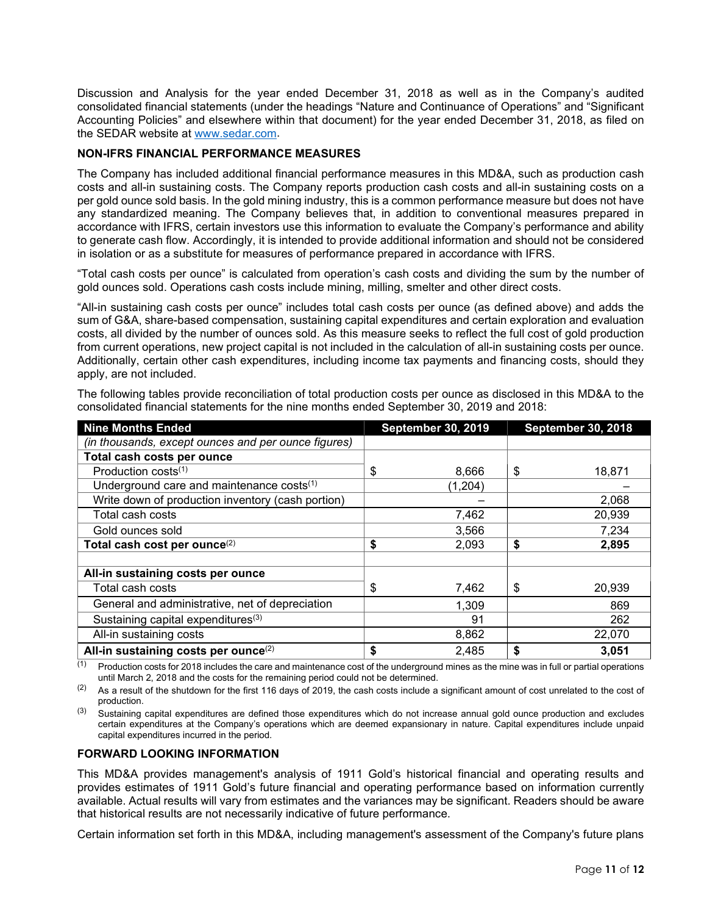Discussion and Analysis for the year ended December 31, 2018 as well as in the Company's audited consolidated financial statements (under the headings "Nature and Continuance of Operations" and "Significant Accounting Policies" and elsewhere within that document) for the year ended December 31, 2018, as filed on the SEDAR website at www.sedar.com.

## NON-IFRS FINANCIAL PERFORMANCE MEASURES

The Company has included additional financial performance measures in this MD&A, such as production cash costs and all-in sustaining costs. The Company reports production cash costs and all-in sustaining costs on a per gold ounce sold basis. In the gold mining industry, this is a common performance measure but does not have any standardized meaning. The Company believes that, in addition to conventional measures prepared in accordance with IFRS, certain investors use this information to evaluate the Company's performance and ability to generate cash flow. Accordingly, it is intended to provide additional information and should not be considered in isolation or as a substitute for measures of performance prepared in accordance with IFRS.

"Total cash costs per ounce" is calculated from operation's cash costs and dividing the sum by the number of gold ounces sold. Operations cash costs include mining, milling, smelter and other direct costs.

"All-in sustaining cash costs per ounce" includes total cash costs per ounce (as defined above) and adds the sum of G&A, share-based compensation, sustaining capital expenditures and certain exploration and evaluation costs, all divided by the number of ounces sold. As this measure seeks to reflect the full cost of gold production from current operations, new project capital is not included in the calculation of all-in sustaining costs per ounce. Additionally, certain other cash expenditures, including income tax payments and financing costs, should they apply, are not included.

The following tables provide reconciliation of total production costs per ounce as disclosed in this MD&A to the consolidated financial statements for the nine months ended September 30, 2019 and 2018:

| Nine Months Ended | September 30, 2019 | September 30, 2018 |
|---|---|---|
| *(in thousands, except ounces and per ounce figures)* | | |
| **Total cash costs per ounce** | | |
| Production costs(1) | $ 8,666 | $ 18,871 |
| Underground care and maintenance costs(1) | (1,204) | – |
| Write down of production inventory (cash portion) | – | 2,068 |
| Total cash costs | 7,462 | 20,939 |
| Gold ounces sold | 3,566 | 7,234 |
| **Total cash cost per ounce**(2) | **$** 2,093 | **$ 2,895** |
| | | |
| **All-in sustaining costs per ounce** | | |
| Total cash costs | $ 7,462 | $ 20,939 |
| General and administrative, net of depreciation | 1,309 | 869 |
| Sustaining capital expenditures(3) | 91 | 262 |
| All-in sustaining costs | 8,862 | 22,070 |
| **All-in sustaining costs per ounce**(2) | **$** 2,485 | **$ 3,051** |

(1) Production costs for 2018 includes the care and maintenance cost of the underground mines as the mine was in full or partial operations until March 2, 2018 and the costs for the remaining period could not be determined.

(2) As a result of the shutdown for the first 116 days of 2019, the cash costs include a significant amount of cost unrelated to the cost of production.

(3) Sustaining capital expenditures are defined those expenditures which do not increase annual gold ounce production and excludes certain expenditures at the Company's operations which are deemed expansionary in nature. Capital expenditures include unpaid capital expenditures incurred in the period.

## FORWARD LOOKING INFORMATION

This MD&A provides management's analysis of 1911 Gold's historical financial and operating results and provides estimates of 1911 Gold's future financial and operating performance based on information currently available. Actual results will vary from estimates and the variances may be significant. Readers should be aware that historical results are not necessarily indicative of future performance.

Certain information set forth in this MD&A, including management's assessment of the Company's future plans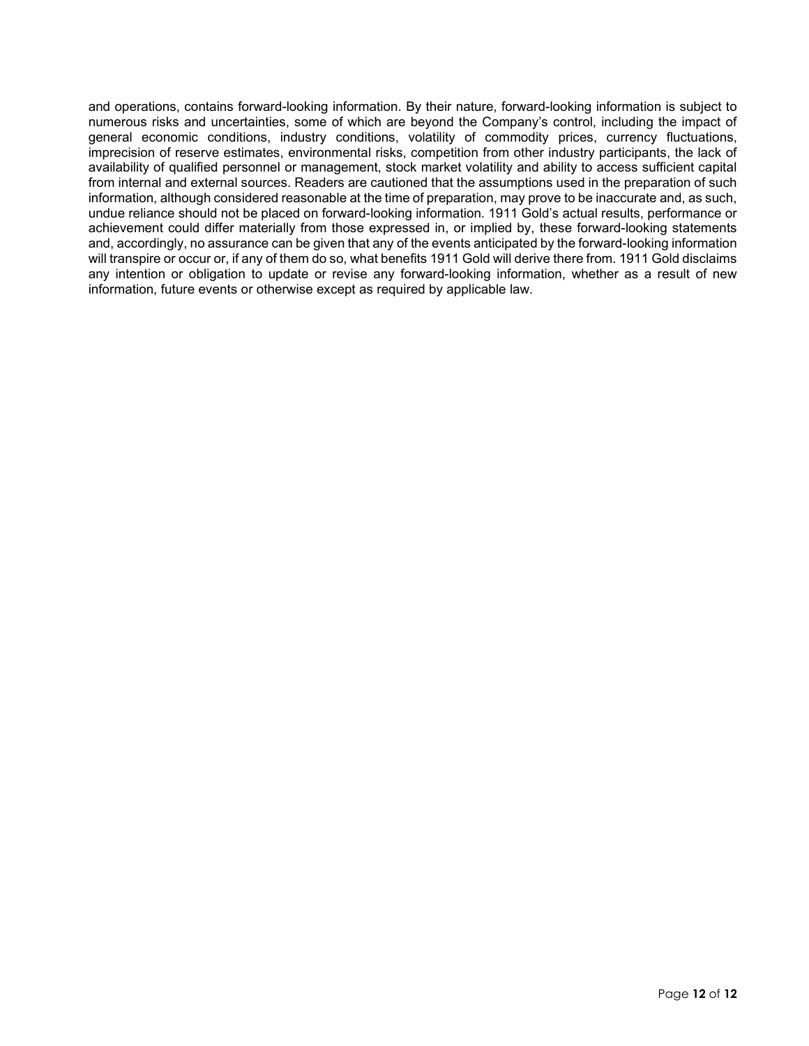and operations, contains forward-looking information. By their nature, forward-looking information is subject to numerous risks and uncertainties, some of which are beyond the Company's control, including the impact of general economic conditions, industry conditions, volatility of commodity prices, currency fluctuations, imprecision of reserve estimates, environmental risks, competition from other industry participants, the lack of availability of qualified personnel or management, stock market volatility and ability to access sufficient capital from internal and external sources. Readers are cautioned that the assumptions used in the preparation of such information, although considered reasonable at the time of preparation, may prove to be inaccurate and, as such, undue reliance should not be placed on forward-looking information. 1911 Gold's actual results, performance or achievement could differ materially from those expressed in, or implied by, these forward-looking statements and, accordingly, no assurance can be given that any of the events anticipated by the forward-looking information will transpire or occur or, if any of them do so, what benefits 1911 Gold will derive there from. 1911 Gold disclaims any intention or obligation to update or revise any forward-looking information, whether as a result of new information, future events or otherwise except as required by applicable law.